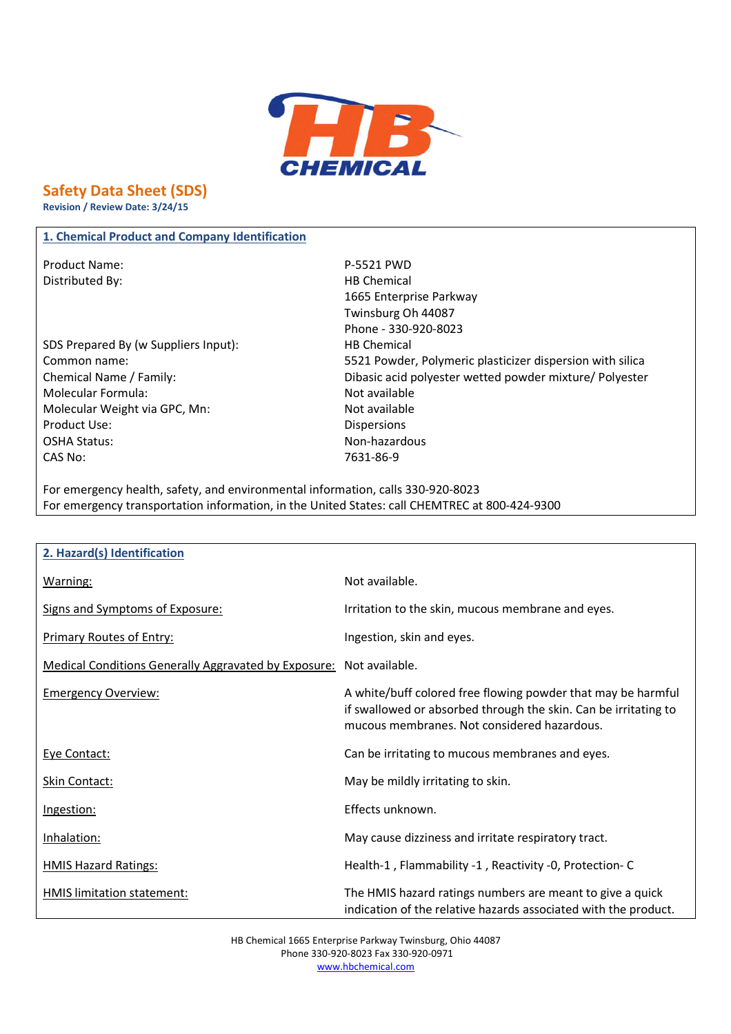HB CHEMICAL

# Safety Data Sheet (SDS)

**Revision / Review Date: 3/24/15**

## 1. Chemical Product and Company Identification

| | |
|---|---|
| Product Name: | P-5521 PWD |
| Distributed By: | HB Chemical<br>1665 Enterprise Parkway<br>Twinsburg Oh 44087<br>Phone - 330-920-8023 |
| SDS Prepared By (w Suppliers Input): | HB Chemical |
| Common name: | 5521 Powder, Polymeric plasticizer dispersion with silica |
| Chemical Name / Family: | Dibasic acid polyester wetted powder mixture/ Polyester |
| Molecular Formula: | Not available |
| Molecular Weight via GPC, Mn: | Not available |
| Product Use: | Dispersions |
| OSHA Status: | Non-hazardous |
| CAS No: | 7631-86-9 |

For emergency health, safety, and environmental information, calls 330-920-8023
For emergency transportation information, in the United States: call CHEMTREC at 800-424-9300

## 2. Hazard(s) Identification

| | |
|---|---|
| Warning: | Not available. |
| Signs and Symptoms of Exposure: | Irritation to the skin, mucous membrane and eyes. |
| Primary Routes of Entry: | Ingestion, skin and eyes. |
| Medical Conditions Generally Aggravated by Exposure: | Not available. |
| Emergency Overview: | A white/buff colored free flowing powder that may be harmful if swallowed or absorbed through the skin. Can be irritating to mucous membranes. Not considered hazardous. |
| Eye Contact: | Can be irritating to mucous membranes and eyes. |
| Skin Contact: | May be mildly irritating to skin. |
| Ingestion: | Effects unknown. |
| Inhalation: | May cause dizziness and irritate respiratory tract. |
| HMIS Hazard Ratings: | Health-1 , Flammability -1 , Reactivity -0, Protection- C |
| HMIS limitation statement: | The HMIS hazard ratings numbers are meant to give a quick indication of the relative hazards associated with the product. |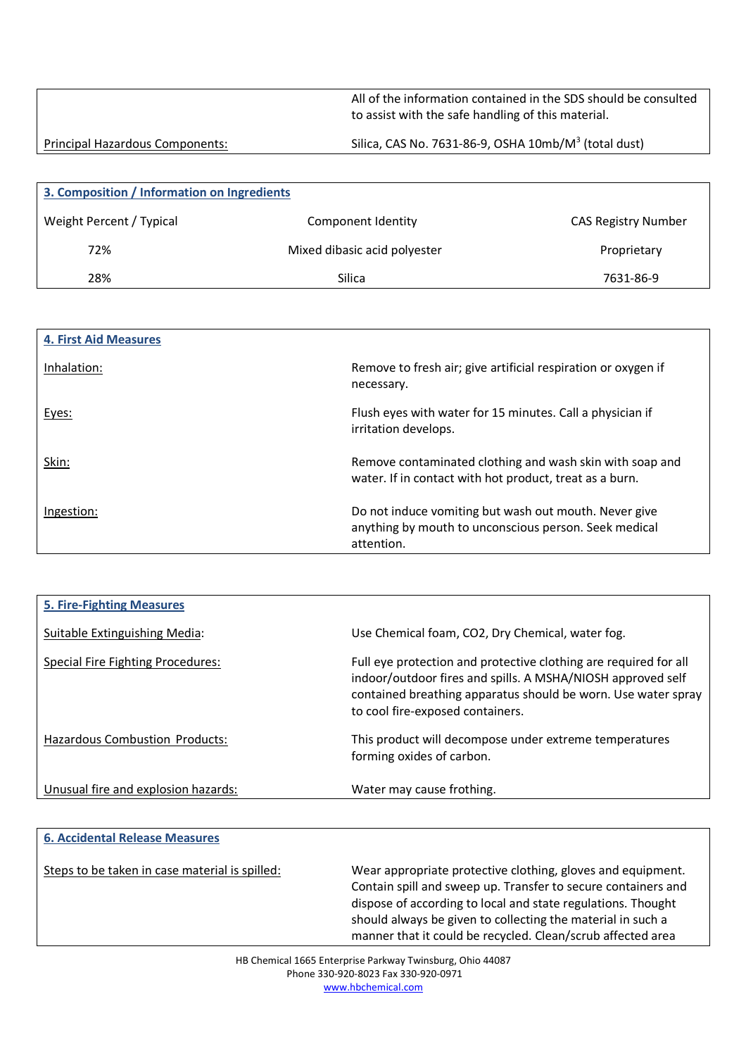| | |
|---|---|
| | All of the information contained in the SDS should be consulted to assist with the safe handling of this material. |
| Principal Hazardous Components: | Silica, CAS No. 7631-86-9, OSHA 10mb/M$^3$ (total dust) |

## 3. Composition / Information on Ingredients

| Weight Percent / Typical | Component Identity | CAS Registry Number |
|---|---|---|
| 72% | Mixed dibasic acid polyester | Proprietary |
| 28% | Silica | 7631-86-9 |

## 4. First Aid Measures

| | |
|---|---|
| Inhalation: | Remove to fresh air; give artificial respiration or oxygen if necessary. |
| Eyes: | Flush eyes with water for 15 minutes. Call a physician if irritation develops. |
| Skin: | Remove contaminated clothing and wash skin with soap and water. If in contact with hot product, treat as a burn. |
| Ingestion: | Do not induce vomiting but wash out mouth. Never give anything by mouth to unconscious person. Seek medical attention. |

## 5. Fire-Fighting Measures

| | |
|---|---|
| Suitable Extinguishing Media: | Use Chemical foam, CO2, Dry Chemical, water fog. |
| Special Fire Fighting Procedures: | Full eye protection and protective clothing are required for all indoor/outdoor fires and spills. A MSHA/NIOSH approved self contained breathing apparatus should be worn. Use water spray to cool fire-exposed containers. |
| Hazardous Combustion Products: | This product will decompose under extreme temperatures forming oxides of carbon. |
| Unusual fire and explosion hazards: | Water may cause frothing. |

## 6. Accidental Release Measures

| | |
|---|---|
| Steps to be taken in case material is spilled: | Wear appropriate protective clothing, gloves and equipment. Contain spill and sweep up. Transfer to secure containers and dispose of according to local and state regulations. Thought should always be given to collecting the material in such a manner that it could be recycled. Clean/scrub affected area |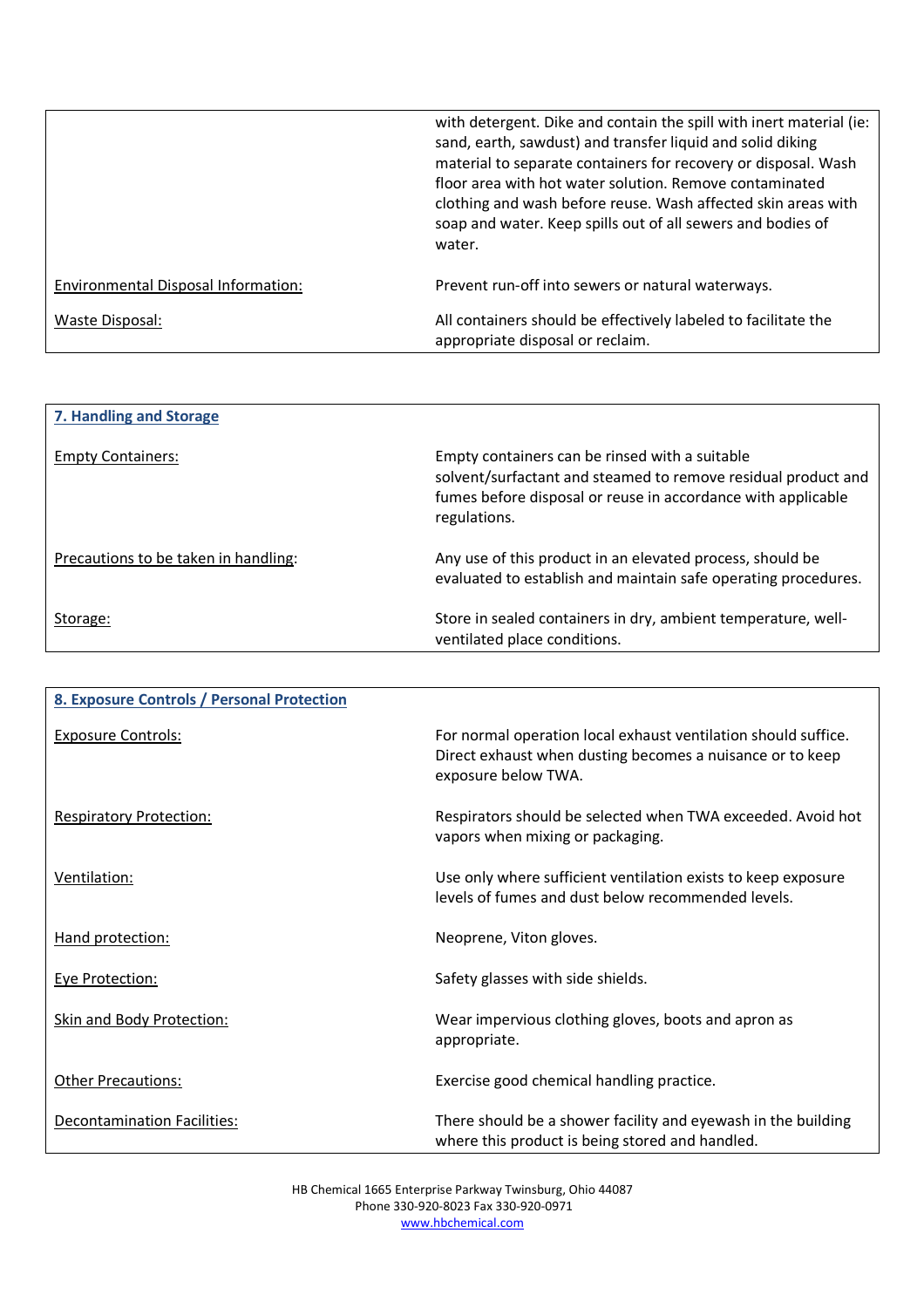| | |
|---|---|
| | with detergent. Dike and contain the spill with inert material (ie: sand, earth, sawdust) and transfer liquid and solid diking material to separate containers for recovery or disposal. Wash floor area with hot water solution. Remove contaminated clothing and wash before reuse. Wash affected skin areas with soap and water. Keep spills out of all sewers and bodies of water. |
| Environmental Disposal Information: | Prevent run-off into sewers or natural waterways. |
| Waste Disposal: | All containers should be effectively labeled to facilitate the appropriate disposal or reclaim. |

## 7. Handling and Storage

| | |
|---|---|
| Empty Containers: | Empty containers can be rinsed with a suitable solvent/surfactant and steamed to remove residual product and fumes before disposal or reuse in accordance with applicable regulations. |
| Precautions to be taken in handling: | Any use of this product in an elevated process, should be evaluated to establish and maintain safe operating procedures. |
| Storage: | Store in sealed containers in dry, ambient temperature, well-ventilated place conditions. |

## 8. Exposure Controls / Personal Protection

| | |
|---|---|
| Exposure Controls: | For normal operation local exhaust ventilation should suffice. Direct exhaust when dusting becomes a nuisance or to keep exposure below TWA. |
| Respiratory Protection: | Respirators should be selected when TWA exceeded. Avoid hot vapors when mixing or packaging. |
| Ventilation: | Use only where sufficient ventilation exists to keep exposure levels of fumes and dust below recommended levels. |
| Hand protection: | Neoprene, Viton gloves. |
| Eye Protection: | Safety glasses with side shields. |
| Skin and Body Protection: | Wear impervious clothing gloves, boots and apron as appropriate. |
| Other Precautions: | Exercise good chemical handling practice. |
| Decontamination Facilities: | There should be a shower facility and eyewash in the building where this product is being stored and handled. |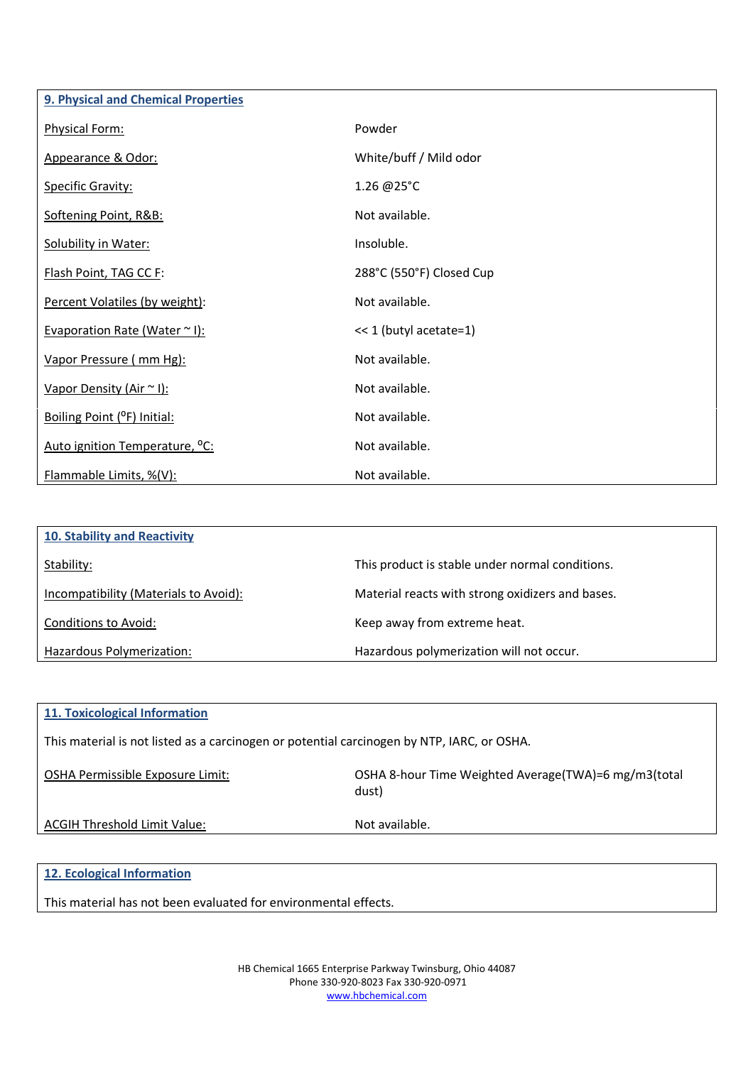## 9. Physical and Chemical Properties

| | |
|---|---|
| Physical Form: | Powder |
| Appearance & Odor: | White/buff / Mild odor |
| Specific Gravity: | 1.26 @25°C |
| Softening Point, R&B: | Not available. |
| Solubility in Water: | Insoluble. |
| Flash Point, TAG CC F: | 288°C (550°F) Closed Cup |
| Percent Volatiles (by weight): | Not available. |
| Evaporation Rate (Water ~ l): | << 1 (butyl acetate=1) |
| Vapor Pressure ( mm Hg): | Not available. |
| Vapor Density (Air ~ l): | Not available. |
| Boiling Point (°F) Initial: | Not available. |
| Auto ignition Temperature, °C: | Not available. |
| Flammable Limits, %(V): | Not available. |

## 10. Stability and Reactivity

| | |
|---|---|
| Stability: | This product is stable under normal conditions. |
| Incompatibility (Materials to Avoid): | Material reacts with strong oxidizers and bases. |
| Conditions to Avoid: | Keep away from extreme heat. |
| Hazardous Polymerization: | Hazardous polymerization will not occur. |

## 11. Toxicological Information

This material is not listed as a carcinogen or potential carcinogen by NTP, IARC, or OSHA.

| | |
|---|---|
| OSHA Permissible Exposure Limit: | OSHA 8-hour Time Weighted Average(TWA)=6 mg/m3(total dust) |
| ACGIH Threshold Limit Value: | Not available. |

## 12. Ecological Information

This material has not been evaluated for environmental effects.

HB Chemical 1665 Enterprise Parkway Twinsburg, Ohio 44087
Phone 330-920-8023 Fax 330-920-0971
www.hbchemical.com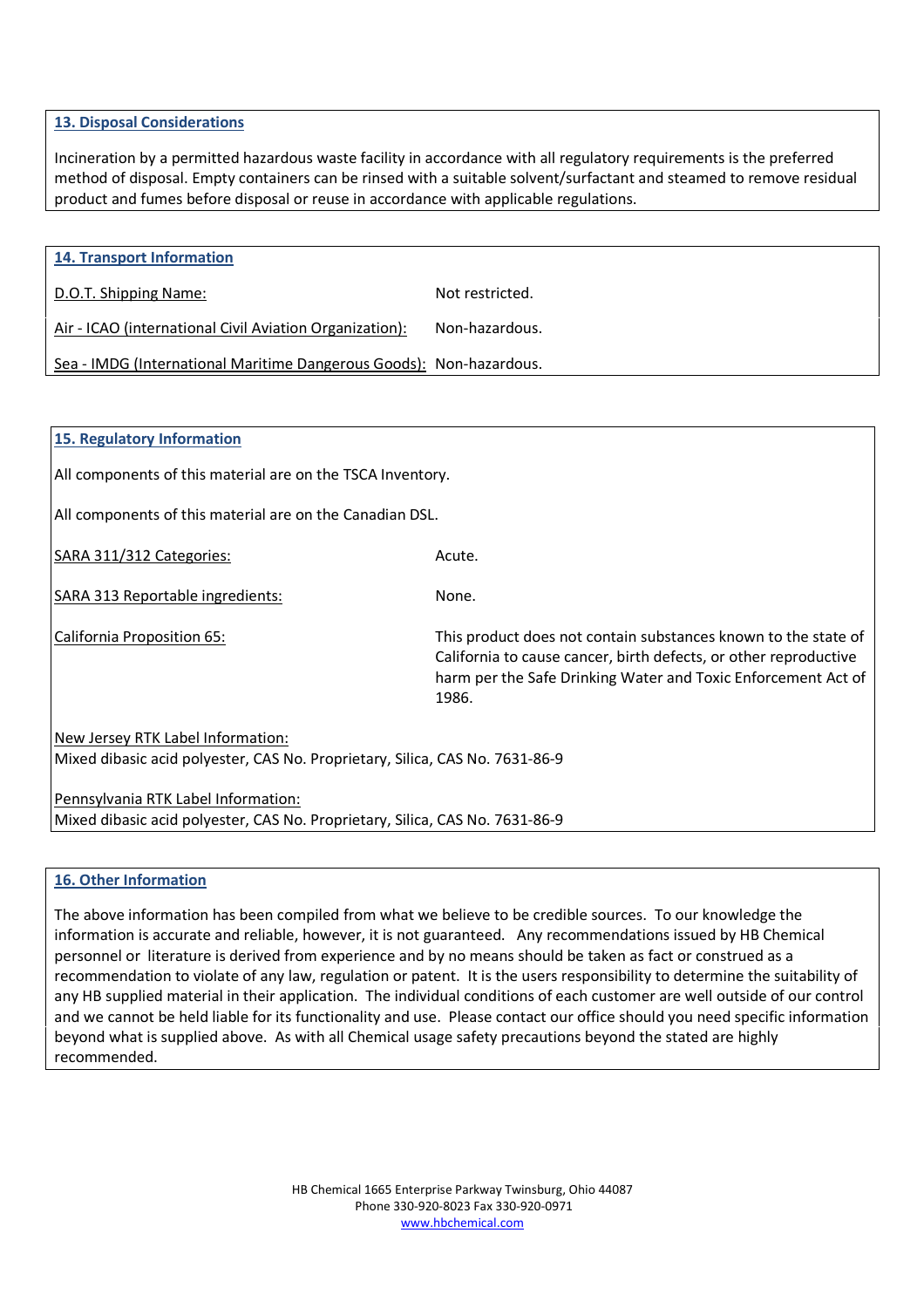## 13. Disposal Considerations

Incineration by a permitted hazardous waste facility in accordance with all regulatory requirements is the preferred method of disposal. Empty containers can be rinsed with a suitable solvent/surfactant and steamed to remove residual product and fumes before disposal or reuse in accordance with applicable regulations.

## 14. Transport Information

| | |
|---|---|
| D.O.T. Shipping Name: | Not restricted. |
| Air - ICAO (international Civil Aviation Organization): | Non-hazardous. |
| Sea - IMDG (International Maritime Dangerous Goods): | Non-hazardous. |

## 15. Regulatory Information

All components of this material are on the TSCA Inventory.

All components of this material are on the Canadian DSL.

| | |
|---|---|
| SARA 311/312 Categories: | Acute. |
| SARA 313 Reportable ingredients: | None. |
| California Proposition 65: | This product does not contain substances known to the state of California to cause cancer, birth defects, or other reproductive harm per the Safe Drinking Water and Toxic Enforcement Act of 1986. |

New Jersey RTK Label Information:
Mixed dibasic acid polyester, CAS No. Proprietary, Silica, CAS No. 7631-86-9

Pennsylvania RTK Label Information:
Mixed dibasic acid polyester, CAS No. Proprietary, Silica, CAS No. 7631-86-9

## 16. Other Information

The above information has been compiled from what we believe to be credible sources. To our knowledge the information is accurate and reliable, however, it is not guaranteed. Any recommendations issued by HB Chemical personnel or literature is derived from experience and by no means should be taken as fact or construed as a recommendation to violate of any law, regulation or patent. It is the users responsibility to determine the suitability of any HB supplied material in their application. The individual conditions of each customer are well outside of our control and we cannot be held liable for its functionality and use. Please contact our office should you need specific information beyond what is supplied above. As with all Chemical usage safety precautions beyond the stated are highly recommended.